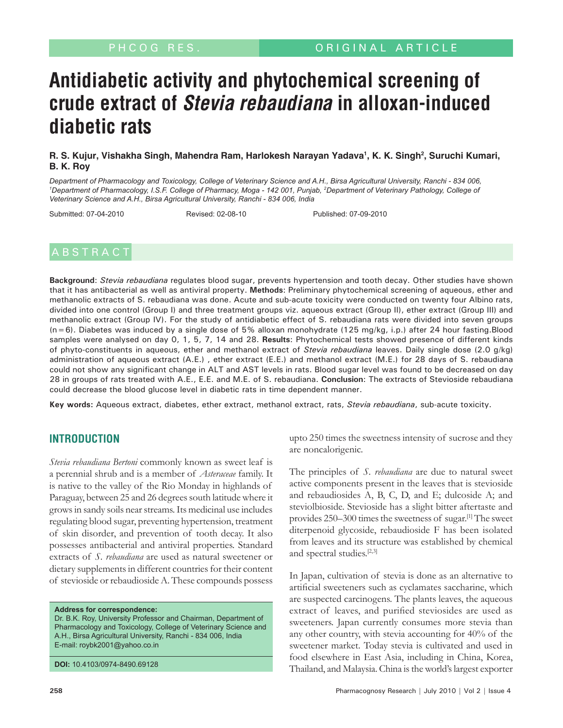# Antidiabetic activity and phytochemical screening of crude extract of *Stevia rebaudiana* in alloxan-induced diabetic rats

**R. S. Kujur, Vishakha Singh, Mahendra Ram, Harlokesh Narayan Yadava[1], K. K. Singh[2], Suruchi Kumari, B. K. Roy**

*Department of Pharmacology and Toxicology, College of Veterinary Science and A.H., Birsa Agricultural University, Ranchi - 834 006, [1]Department of Pharmacology, I.S.F. College of Pharmacy, Moga - 142 001, Punjab, [2]Department of Veterinary Pathology, College of Veterinary Science and A.H., Birsa Agricultural University, Ranchi - 834 006, India*

Submitted: 07-04-2010 Revised: 02-08-10 Published: 07-09-2010

## ABSTRACT

**Background**: *Stevia rebaudiana* regulates blood sugar, prevents hypertension and tooth decay. Other studies have shown that it has antibacterial as well as antiviral property. **Methods**: Preliminary phytochemical screening of aqueous, ether and methanolic extracts of S. rebaudiana was done. Acute and sub-acute toxicity were conducted on twenty four Albino rats, divided into one control (Group I) and three treatment groups viz. aqueous extract (Group II), ether extract (Group III) and methanolic extract (Group IV). For the study of antidiabetic effect of S. rebaudiana rats were divided into seven groups (n = 6). Diabetes was induced by a single dose of 5% alloxan monohydrate (125 mg/kg, i.p.) after 24 hour fasting.Blood samples were analysed on day 0, 1, 5, 7, 14 and 28. **Results**: Phytochemical tests showed presence of different kinds of phyto-constituents in aqueous, ether and methanol extract of *Stevia rebaudiana* leaves. Daily single dose (2.0 g/kg) administration of aqueous extract (A.E.) , ether extract (E.E.) and methanol extract (M.E.) for 28 days of S. rebaudiana could not show any significant change in ALT and AST levels in rats. Blood sugar level was found to be decreased on day 28 in groups of rats treated with A.E., E.E. and M.E. of S. rebaudiana. **Conclusion**: The extracts of Stevioside rebaudiana could decrease the blood glucose level in diabetic rats in time dependent manner.

**Key words:** Aqueous extract, diabetes, ether extract, methanol extract, rats, *Stevia rebaudiana*, sub-acute toxicity.

## INTRODUCTION

*Stevia rebaudiana Bertoni* commonly known as sweet leaf is a perennial shrub and is a member of *Asteraceae* family. It is native to the valley of the Rio Monday in highlands of Paraguay, between 25 and 26 degrees south latitude where it grows in sandy soils near streams. Its medicinal use includes regulating blood sugar, preventing hypertension, treatment of skin disorder, and prevention of tooth decay. It also possesses antibacterial and antiviral properties. Standard extracts of *S. rebaudiana* are used as natural sweetener or dietary supplements in different countries for their content of stevioside or rebaudioside A. These compounds possess upto 250 times the sweetness intensity of sucrose and they are noncalorigenic.

The principles of *S. rebaudiana* are due to natural sweet active components present in the leaves that is stevioside and rebaudiosides A, B, C, D, and E; dulcoside A; and steviolbioside. Stevioside has a slight bitter aftertaste and provides 250–300 times the sweetness of sugar.[1] The sweet diterpenoid glycoside, rebaudioside F has been isolated from leaves and its structure was established by chemical and spectral studies.[2,3]

In Japan, cultivation of stevia is done as an alternative to artificial sweeteners such as cyclamates saccharine, which are suspected carcinogens. The plants leaves, the aqueous extract of leaves, and purified steviosides are used as sweeteners. Japan currently consumes more stevia than any other country, with stevia accounting for 40% of the sweetener market. Today stevia is cultivated and used in food elsewhere in East Asia, including in China, Korea, Thailand, and Malaysia. China is the world's largest exporter

**Address for correspondence:**
Dr. B.K. Roy, University Professor and Chairman, Department of Pharmacology and Toxicology, College of Veterinary Science and A.H., Birsa Agricultural University, Ranchi - 834 006, India
E-mail: roybk2001@yahoo.co.in

**DOI:** 10.4103/0974-8490.69128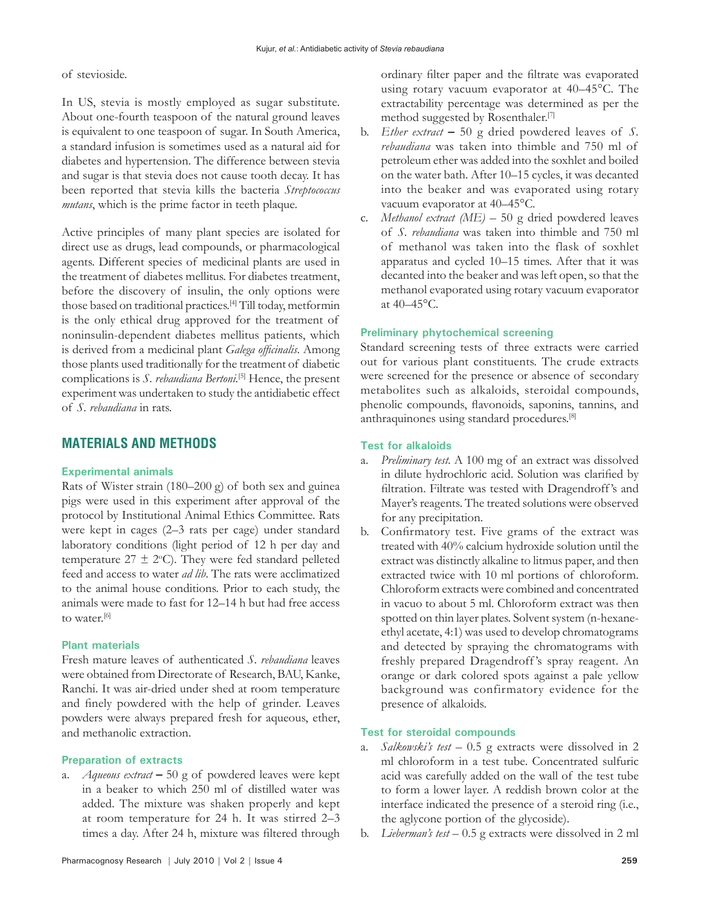of stevioside.

In US, stevia is mostly employed as sugar substitute. About one-fourth teaspoon of the natural ground leaves is equivalent to one teaspoon of sugar. In South America, a standard infusion is sometimes used as a natural aid for diabetes and hypertension. The difference between stevia and sugar is that stevia does not cause tooth decay. It has been reported that stevia kills the bacteria *Streptococcus mutans*, which is the prime factor in teeth plaque.

Active principles of many plant species are isolated for direct use as drugs, lead compounds, or pharmacological agents. Different species of medicinal plants are used in the treatment of diabetes mellitus. For diabetes treatment, before the discovery of insulin, the only options were those based on traditional practices.[4] Till today, metformin is the only ethical drug approved for the treatment of noninsulin-dependent diabetes mellitus patients, which is derived from a medicinal plant *Galega officinalis*. Among those plants used traditionally for the treatment of diabetic complications is *S. rebaudiana Bertoni*.[5] Hence, the present experiment was undertaken to study the antidiabetic effect of *S. rebaudiana* in rats.

## MATERIALS AND METHODS

### Experimental animals

Rats of Wister strain (180–200 g) of both sex and guinea pigs were used in this experiment after approval of the protocol by Institutional Animal Ethics Committee. Rats were kept in cages (2–3 rats per cage) under standard laboratory conditions (light period of 12 h per day and temperature 27 ± 2°C). They were fed standard pelleted feed and access to water *ad lib*. The rats were acclimatized to the animal house conditions. Prior to each study, the animals were made to fast for 12–14 h but had free access to water.[6]

### Plant materials

Fresh mature leaves of authenticated *S. rebaudiana* leaves were obtained from Directorate of Research, BAU, Kanke, Ranchi. It was air-dried under shed at room temperature and finely powdered with the help of grinder. Leaves powders were always prepared fresh for aqueous, ether, and methanolic extraction.

### Preparation of extracts

a. *Aqueous extract* – 50 g of powdered leaves were kept in a beaker to which 250 ml of distilled water was added. The mixture was shaken properly and kept at room temperature for 24 h. It was stirred 2–3 times a day. After 24 h, mixture was filtered through ordinary filter paper and the filtrate was evaporated using rotary vacuum evaporator at 40–45°C. The extractability percentage was determined as per the method suggested by Rosenthaler.[7]
b. *Ether extract* – 50 g dried powdered leaves of *S. rebaudiana* was taken into thimble and 750 ml of petroleum ether was added into the soxhlet and boiled on the water bath. After 10–15 cycles, it was decanted into the beaker and was evaporated using rotary vacuum evaporator at 40–45°C.
c. *Methanol extract (ME)* – 50 g dried powdered leaves of *S. rebaudiana* was taken into thimble and 750 ml of methanol was taken into the flask of soxhlet apparatus and cycled 10–15 times. After that it was decanted into the beaker and was left open, so that the methanol evaporated using rotary vacuum evaporator at 40–45°C.

### Preliminary phytochemical screening

Standard screening tests of three extracts were carried out for various plant constituents. The crude extracts were screened for the presence or absence of secondary metabolites such as alkaloids, steroidal compounds, phenolic compounds, flavonoids, saponins, tannins, and anthraquinones using standard procedures.[8]

### Test for alkaloids

a. *Preliminary test.* A 100 mg of an extract was dissolved in dilute hydrochloric acid. Solution was clarified by filtration. Filtrate was tested with Dragendroff's and Mayer's reagents. The treated solutions were observed for any precipitation.
b. Confirmatory test. Five grams of the extract was treated with 40% calcium hydroxide solution until the extract was distinctly alkaline to litmus paper, and then extracted twice with 10 ml portions of chloroform. Chloroform extracts were combined and concentrated in vacuo to about 5 ml. Chloroform extract was then spotted on thin layer plates. Solvent system (n-hexane-ethyl acetate, 4:1) was used to develop chromatograms and detected by spraying the chromatograms with freshly prepared Dragendroff's spray reagent. An orange or dark colored spots against a pale yellow background was confirmatory evidence for the presence of alkaloids.

### Test for steroidal compounds

a. *Salkowski's test* – 0.5 g extracts were dissolved in 2 ml chloroform in a test tube. Concentrated sulfuric acid was carefully added on the wall of the test tube to form a lower layer. A reddish brown color at the interface indicated the presence of a steroid ring (i.e., the aglycone portion of the glycoside).
b. *Lieberman's test* – 0.5 g extracts were dissolved in 2 ml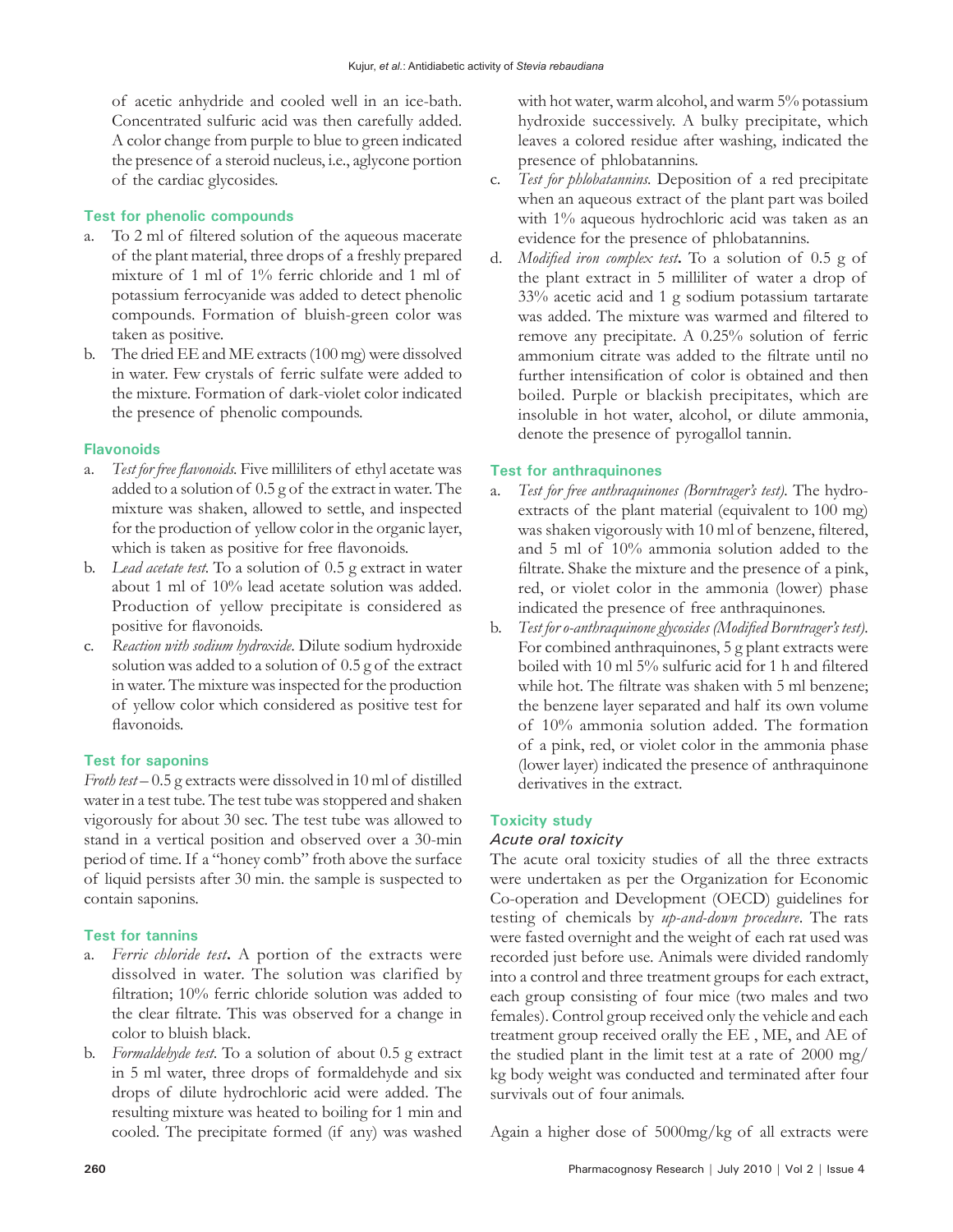of acetic anhydride and cooled well in an ice-bath. Concentrated sulfuric acid was then carefully added. A color change from purple to blue to green indicated the presence of a steroid nucleus, i.e., aglycone portion of the cardiac glycosides.

### Test for phenolic compounds

a. To 2 ml of filtered solution of the aqueous macerate of the plant material, three drops of a freshly prepared mixture of 1 ml of 1% ferric chloride and 1 ml of potassium ferrocyanide was added to detect phenolic compounds. Formation of bluish-green color was taken as positive.
b. The dried EE and ME extracts (100 mg) were dissolved in water. Few crystals of ferric sulfate were added to the mixture. Formation of dark-violet color indicated the presence of phenolic compounds.

### Flavonoids

a. *Test for free flavonoids.* Five milliliters of ethyl acetate was added to a solution of 0.5 g of the extract in water. The mixture was shaken, allowed to settle, and inspected for the production of yellow color in the organic layer, which is taken as positive for free flavonoids.
b. *Lead acetate test.* To a solution of 0.5 g extract in water about 1 ml of 10% lead acetate solution was added. Production of yellow precipitate is considered as positive for flavonoids.
c. *Reaction with sodium hydroxide.* Dilute sodium hydroxide solution was added to a solution of 0.5 g of the extract in water. The mixture was inspected for the production of yellow color which considered as positive test for flavonoids.

### Test for saponins

*Froth test* – 0.5 g extracts were dissolved in 10 ml of distilled water in a test tube. The test tube was stoppered and shaken vigorously for about 30 sec. The test tube was allowed to stand in a vertical position and observed over a 30-min period of time. If a "honey comb" froth above the surface of liquid persists after 30 min. the sample is suspected to contain saponins.

### Test for tannins

a. ***Ferric chloride test***. A portion of the extracts were dissolved in water. The solution was clarified by filtration; 10% ferric chloride solution was added to the clear filtrate. This was observed for a change in color to bluish black.
b. *Formaldehyde test.* To a solution of about 0.5 g extract in 5 ml water, three drops of formaldehyde and six drops of dilute hydrochloric acid were added. The resulting mixture was heated to boiling for 1 min and cooled. The precipitate formed (if any) was washed with hot water, warm alcohol, and warm 5% potassium hydroxide successively. A bulky precipitate, which leaves a colored residue after washing, indicated the presence of phlobatannins.
c. *Test for phlobatannins.* Deposition of a red precipitate when an aqueous extract of the plant part was boiled with 1% aqueous hydrochloric acid was taken as an evidence for the presence of phlobatannins.
d. ***Modified iron complex test***. To a solution of 0.5 g of the plant extract in 5 milliliter of water a drop of 33% acetic acid and 1 g sodium potassium tartarate was added. The mixture was warmed and filtered to remove any precipitate. A 0.25% solution of ferric ammonium citrate was added to the filtrate until no further intensification of color is obtained and then boiled. Purple or blackish precipitates, which are insoluble in hot water, alcohol, or dilute ammonia, denote the presence of pyrogallol tannin.

### Test for anthraquinones

a. *Test for free anthraquinones (Borntrager's test).* The hydro-extracts of the plant material (equivalent to 100 mg) was shaken vigorously with 10 ml of benzene, filtered, and 5 ml of 10% ammonia solution added to the filtrate. Shake the mixture and the presence of a pink, red, or violet color in the ammonia (lower) phase indicated the presence of free anthraquinones.
b. *Test for o-anthraquinone glycosides (Modified Borntrager's test).* For combined anthraquinones, 5 g plant extracts were boiled with 10 ml 5% sulfuric acid for 1 h and filtered while hot. The filtrate was shaken with 5 ml benzene; the benzene layer separated and half its own volume of 10% ammonia solution added. The formation of a pink, red, or violet color in the ammonia phase (lower layer) indicated the presence of anthraquinone derivatives in the extract.

### Toxicity study

#### *Acute oral toxicity*

The acute oral toxicity studies of all the three extracts were undertaken as per the Organization for Economic Co-operation and Development (OECD) guidelines for testing of chemicals by *up-and-down procedure*. The rats were fasted overnight and the weight of each rat used was recorded just before use. Animals were divided randomly into a control and three treatment groups for each extract, each group consisting of four mice (two males and two females). Control group received only the vehicle and each treatment group received orally the EE , ME, and AE of the studied plant in the limit test at a rate of 2000 mg/kg body weight was conducted and terminated after four survivals out of four animals.

Again a higher dose of 5000mg/kg of all extracts were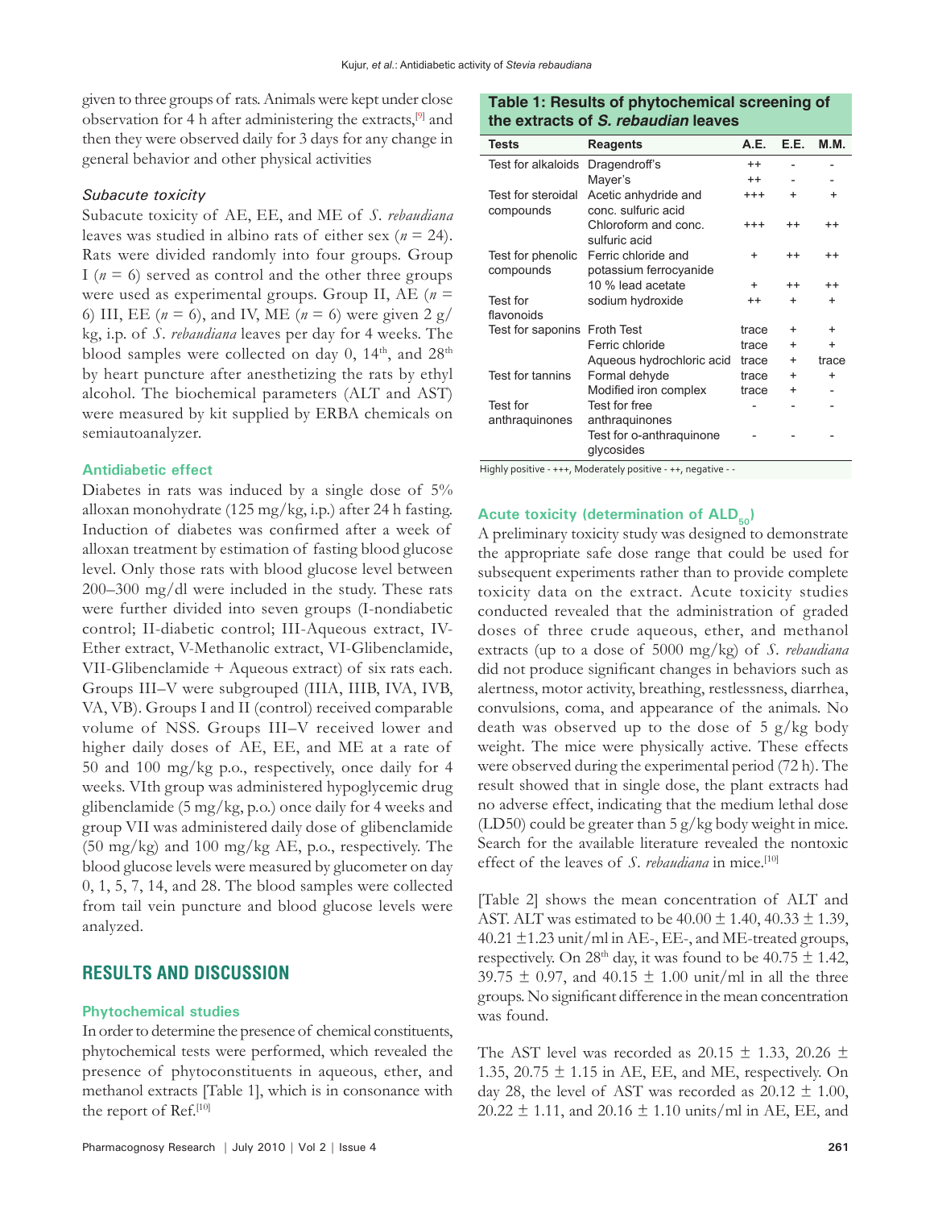given to three groups of rats. Animals were kept under close observation for 4 h after administering the extracts,[9] and then they were observed daily for 3 days for any change in general behavior and other physical activities

### *Subacute toxicity*

Subacute toxicity of AE, EE, and ME of *S. rebaudiana* leaves was studied in albino rats of either sex (*n* = 24). Rats were divided randomly into four groups. Group I (*n* = 6) served as control and the other three groups were used as experimental groups. Group II, AE (*n* = 6) III, EE (*n* = 6), and IV, ME (*n* = 6) were given 2 g/kg, i.p. of *S. rebaudiana* leaves per day for 4 weeks. The blood samples were collected on day 0, 14th, and 28th by heart puncture after anesthetizing the rats by ethyl alcohol. The biochemical parameters (ALT and AST) were measured by kit supplied by ERBA chemicals on semiautoanalyzer.

### Antidiabetic effect

Diabetes in rats was induced by a single dose of 5% alloxan monohydrate (125 mg/kg, i.p.) after 24 h fasting. Induction of diabetes was confirmed after a week of alloxan treatment by estimation of fasting blood glucose level. Only those rats with blood glucose level between 200–300 mg/dl were included in the study. These rats were further divided into seven groups (I-nondiabetic control; II-diabetic control; III-Aqueous extract, IV-Ether extract, V-Methanolic extract, VI-Glibenclamide, VII-Glibenclamide + Aqueous extract) of six rats each. Groups III–V were subgrouped (IIIA, IIIB, IVA, IVB, VA, VB). Groups I and II (control) received comparable volume of NSS. Groups III–V received lower and higher daily doses of AE, EE, and ME at a rate of 50 and 100 mg/kg p.o., respectively, once daily for 4 weeks. VIth group was administered hypoglycemic drug glibenclamide (5 mg/kg, p.o.) once daily for 4 weeks and group VII was administered daily dose of glibenclamide (50 mg/kg) and 100 mg/kg AE, p.o., respectively. The blood glucose levels were measured by glucometer on day 0, 1, 5, 7, 14, and 28. The blood samples were collected from tail vein puncture and blood glucose levels were analyzed.

## RESULTS AND DISCUSSION

### Phytochemical studies

In order to determine the presence of chemical constituents, phytochemical tests were performed, which revealed the presence of phytoconstituents in aqueous, ether, and methanol extracts [Table 1], which is in consonance with the report of Ref.[10]

**Table 1: Results of phytochemical screening of the extracts of *S. rebaudian* leaves**

| Tests | Reagents | A.E. | E.E. | M.M. |
|---|---|---|---|---|
| Test for alkaloids | Dragendroff's | ++ | - | - |
| | Mayer's | ++ | - | - |
| Test for steroidal compounds | Acetic anhydride and conc. sulfuric acid | +++ | + | + |
| | Chloroform and conc. sulfuric acid | +++ | ++ | ++ |
| Test for phenolic compounds | Ferric chloride and potassium ferrocyanide | + | ++ | ++ |
| | 10 % lead acetate | + | ++ | ++ |
| Test for flavonoids | sodium hydroxide | ++ | + | + |
| Test for saponins | Froth Test | trace | + | + |
| | Ferric chloride | trace | + | + |
| | Aqueous hydrochloric acid | trace | + | trace |
| Test for tannins | Formal dehyde | trace | + | + |
| | Modified iron complex | trace | + | - |
| Test for anthraquinones | Test for free anthraquinones | - | - | - |
| | Test for o-anthraquinone glycosides | - | - | - |

Highly positive - +++, Moderately positive - ++, negative - -

### Acute toxicity (determination of $ALD_{50}$)

A preliminary toxicity study was designed to demonstrate the appropriate safe dose range that could be used for subsequent experiments rather than to provide complete toxicity data on the extract. Acute toxicity studies conducted revealed that the administration of graded doses of three crude aqueous, ether, and methanol extracts (up to a dose of 5000 mg/kg) of *S. rebaudiana* did not produce significant changes in behaviors such as alertness, motor activity, breathing, restlessness, diarrhea, convulsions, coma, and appearance of the animals. No death was observed up to the dose of 5 g/kg body weight. The mice were physically active. These effects were observed during the experimental period (72 h). The result showed that in single dose, the plant extracts had no adverse effect, indicating that the medium lethal dose (LD50) could be greater than 5 g/kg body weight in mice. Search for the available literature revealed the nontoxic effect of the leaves of *S. rebaudiana* in mice.[10]

[Table 2] shows the mean concentration of ALT and AST. ALT was estimated to be 40.00 ± 1.40, 40.33 ± 1.39, 40.21 ±1.23 unit/ml in AE-, EE-, and ME-treated groups, respectively. On 28th day, it was found to be 40.75 ± 1.42, 39.75 ± 0.97, and 40.15 ± 1.00 unit/ml in all the three groups. No significant difference in the mean concentration was found.

The AST level was recorded as 20.15 ± 1.33, 20.26 ± 1.35, 20.75 ± 1.15 in AE, EE, and ME, respectively. On day 28, the level of AST was recorded as 20.12 ± 1.00, 20.22 ± 1.11, and 20.16 ± 1.10 units/ml in AE, EE, and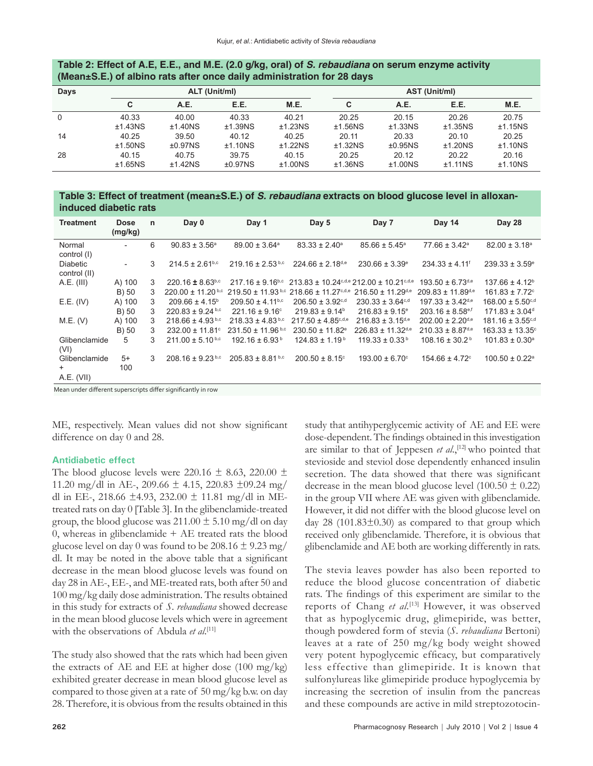**Table 2: Effect of A.E, E.E., and M.E. (2.0 g/kg, oral) of *S. rebaudiana* on serum enzyme activity (Mean±S.E.) of albino rats after once daily administration for 28 days**

| Days | ALT (Unit/ml) | | | | AST (Unit/ml) | | | |
|---|---|---|---|---|---|---|---|---|
| | C | A.E. | E.E. | M.E. | C | A.E. | E.E. | M.E. |
| 0 | 40.33 ±1.43NS | 40.00 ±1.40NS | 40.33 ±1.39NS | 40.21 ±1.23NS | 20.25 ±1.56NS | 20.15 ±1.33NS | 20.26 ±1.35NS | 20.75 ±1.15NS |
| 14 | 40.25 ±1.50NS | 39.50 ±0.97NS | 40.12 ±1.10NS | 40.25 ±1.22NS | 20.11 ±1.32NS | 20.33 ±0.95NS | 20.10 ±1.20NS | 20.25 ±1.10NS |
| 28 | 40.15 ±1.65NS | 40.75 ±1.42NS | 39.75 ±0.97NS | 40.15 ±1.00NS | 20.25 ±1.36NS | 20.12 ±1.00NS | 20.22 ±1.11NS | 20.16 ±1.10NS |

**Table 3: Effect of treatment (mean±S.E.) of *S. rebaudiana* extracts on blood glucose level in alloxan-induced diabetic rats**

| Treatment | Dose (mg/kg) | n | Day 0 | Day 1 | Day 5 | Day 7 | Day 14 | Day 28 |
|---|---|---|---|---|---|---|---|---|
| Normal control (I) | - | 6 | 90.83 ± 3.56[a] | 89.00 ± 3.64[a] | 83.33 ± 2.40[a] | 85.66 ± 5.45[a] | 77.66 ± 3.42[a] | 82.00 ± 3.18[a] |
| Diabetic control (II) | - | 3 | 214.5 ± 2.61[b,c] | 219.16 ± 2.53[b,c] | 224.66 ± 2.18[d,e] | 230.66 ± 3.39[e] | 234.33 ± 4.11[f] | 239.33 ± 3.59[e] |
| A.E. (III) | A) 100 | 3 | 220.16 ± 8.63[b,c] | 217.16 ± 9.16[b,c] | 213.83 ± 10.24[c,d,e] | 212.00 ± 10.21[c,d,e] | 193.50 ± 6.73[d,e] | 137.66 ± 4.12[b] |
| | B) 50 | 3 | 220.00 ± 11.20[b,c] | 219.50 ± 11.93[b,c] | 218.66 ± 11.27[c,d,e] | 216.50 ± 11.29[d,e] | 209.83 ± 11.89[d,e] | 161.83 ± 7.72[c] |
| E.E. (IV) | A) 100 | 3 | 209.66 ± 4.15[b] | 209.50 ± 4.11[b,c] | 206.50 ± 3.92[c,d] | 230.33 ± 3.64[c,d] | 197.33 ± 3.42[d,e] | 168.00 ± 5.50[c,d] |
| | B) 50 | 3 | 220.83 ± 9.24[b,c] | 221.16 ± 9.16[c] | 219.83 ± 9.14[b] | 216.83 ± 9.15[e] | 203.16 ± 8.58[e,f] | 171.83 ± 3.04[d] |
| M.E. (V) | A) 100 | 3 | 218.66 ± 4.93[b,c] | 218.33 ± 4.83[b,c] | 217.50 ± 4.85[c,d,e] | 216.83 ± 3.15[d,e] | 202.00 ± 2.20[d,e] | 181.16 ± 3.55[c,d] |
| | B) 50 | 3 | 232.00 ± 11.81[c] | 231.50 ± 11.96[b,c] | 230.50 ± 11.82[e] | 226.83 ± 11.32[d,e] | 210.33 ± 8.87[d,e] | 163.33 ± 13.35[c] |
| Glibenclamide (VI) | 5 | 3 | 211.00 ± 5.10[b,c] | 192.16 ± 6.93[b] | 124.83 ± 1.19[b] | 119.33 ± 0.33[b] | 108.16 ± 30.2[b] | 101.83 ± 0.30[a] |
| Glibenclamide + A.E. (VII) | 5+ 100 | 3 | 208.16 ± 9.23[b,c] | 205.83 ± 8.81[b,c] | 200.50 ± 8.15[c] | 193.00 ± 6.70[c] | 154.66 ± 4.72[c] | 100.50 ± 0.22[a] |

Mean under different superscripts differ significantly in row

ME, respectively. Mean values did not show significant difference on day 0 and 28.

### Antidiabetic effect

The blood glucose levels were 220.16 ± 8.63, 220.00 ± 11.20 mg/dl in AE-, 209.66 ± 4.15, 220.83 ±09.24 mg/dl in EE-, 218.66 ±4.93, 232.00 ± 11.81 mg/dl in ME-treated rats on day 0 [Table 3]. In the glibenclamide-treated group, the blood glucose was 211.00 ± 5.10 mg/dl on day 0, whereas in glibenclamide + AE treated rats the blood glucose level on day 0 was found to be 208.16 ± 9.23 mg/dl. It may be noted in the above table that a significant decrease in the mean blood glucose levels was found on day 28 in AE-, EE-, and ME-treated rats, both after 50 and 100 mg/kg daily dose administration. The results obtained in this study for extracts of *S. rebaudiana* showed decrease in the mean blood glucose levels which were in agreement with the observations of Abdula *et al*.[11]

The study also showed that the rats which had been given the extracts of AE and EE at higher dose (100 mg/kg) exhibited greater decrease in mean blood glucose level as compared to those given at a rate of 50 mg/kg b.w. on day 28. Therefore, it is obvious from the results obtained in this study that antihyperglycemic activity of AE and EE were dose-dependent. The findings obtained in this investigation are similar to that of Jeppesen *et al*.,[12] who pointed that stevioside and steviol dose dependently enhanced insulin secretion. The data showed that there was significant decrease in the mean blood glucose level (100.50 ± 0.22) in the group VII where AE was given with glibenclamide. However, it did not differ with the blood glucose level on day 28 (101.83±0.30) as compared to that group which received only glibenclamide. Therefore, it is obvious that glibenclamide and AE both are working differently in rats.

The stevia leaves powder has also been reported to reduce the blood glucose concentration of diabetic rats. The findings of this experiment are similar to the reports of Chang *et al*.[13] However, it was observed that as hypoglycemic drug, glimepiride, was better, though powdered form of stevia (*S. rebaudiana* Bertoni) leaves at a rate of 250 mg/kg body weight showed very potent hypoglycemic efficacy, but comparatively less effective than glimepiride. It is known that sulfonylureas like glimepiride produce hypoglycemia by increasing the secretion of insulin from the pancreas and these compounds are active in mild streptozotocin-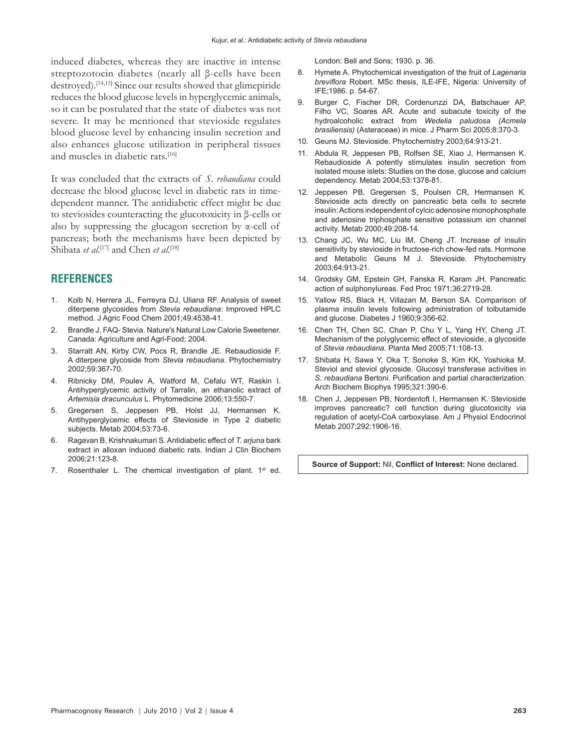induced diabetes, whereas they are inactive in intense streptozotocin diabetes (nearly all β-cells have been destroyed).[14,15] Since our results showed that glimepiride reduces the blood glucose levels in hyperglycemic animals, so it can be postulated that the state of diabetes was not severe. It may be mentioned that stevioside regulates blood glucose level by enhancing insulin secretion and also enhances glucose utilization in peripheral tissues and muscles in diabetic rats.[16]

It was concluded that the extracts of *S. rebaudiana* could decrease the blood glucose level in diabetic rats in time-dependent manner. The antidiabetic effect might be due to steviosides counteracting the glucotoxicity in β-cells or also by suppressing the glucagon secretion by α-cell of pancreas; both the mechanisms have been depicted by Shibata *et al*.[17] and Chen *et al*.[18]

## REFERENCES

1. Kolb N, Herrera JL, Ferreyra DJ, Uliana RF. Analysis of sweet diterpene glycosides from *Stevia rebaudiana*: Improved HPLC method. J Agric Food Chem 2001;49:4538-41.
2. Brandle J, FAQ- Stevia. Nature's Natural Low Calorie Sweetener. Canada: Agriculture and Agri-Food; 2004.
3. Starratt AN, Kirby CW, Pocs R, Brandle JE. Rebaudioside F. A diterpene glycoside from *Stevia rebaudiana*. Phytochemistry 2002;59:367-70.
4. Ribnicky DM, Poulev A, Watford M, Cefalu WT, Raskin I. Antihyperglycemic activity of Tarralin, an ethanolic extract of *Artemisia dracunculus* L. Phytomedicine 2006;13:550-7.
5. Gregersen S, Jeppesen PB, Holst JJ, Hermansen K. Antihyperglycemic effects of Stevioside in Type 2 diabetic subjects. Metab 2004;53:73-6.
6. Ragavan B, Krishnakumari S. Antidiabetic effect of *T. arjuna* bark extract in alloxan induced diabetic rats. Indian J Clin Biochem 2006;21:123-8.
7. Rosenthaler L. The chemical investigation of plant. 1st ed. London: Bell and Sons; 1930. p. 36.
8. Hymete A. Phytochemical investigation of the fruit of *Lagenaria breviflora* Robert. MSc thesis, ILE-IFE, Nigeria: University of IFE;1986. p. 54-67.
9. Burger C, Fischer DR, Cordenunzzi DA, Batschauer AP, Filho VC, Soares AR. Acute and subacute toxicity of the hydroalcoholic extract from *Wedelia paludosa (Acmela brasiliensis)* (Asteraceae) in mice. J Pharm Sci 2005;8:370-3.
10. Geuns MJ. Stevioside. Phytochemistry 2003;64:913-21.
11. Abdula R, Jeppesen PB, Rolfsen SE, Xiao J, Hermansen K. Rebaudioside A potently stimulates insulin secretion from isolated mouse islets: Studies on the dose, glucose and calcium dependency. Metab 2004;53:1378-81.
12. Jeppesen PB, Gregersen S, Poulsen CR, Hermansen K. Stevioside acts directly on pancreatic beta cells to secrete insulin: Actions independent of cylcic adenosine monophosphate and adenosine triphosphate sensitive potassium ion channel activity. Metab 2000;49:208-14.
13. Chang JC, Wu MC, Liu IM, Cheng JT. Increase of insulin sensitivity by stevioside in fructose-rich chow-fed rats. Hormone and Metabolic Geuns M J. Stevioside. Phytochemistry 2003;64:913-21.
14. Grodsky GM, Epstein GH, Fanska R, Karam JH. Pancreatic action of sulphonylureas. Fed Proc 1971;36:2719-28.
15. Yallow RS, Black H, Villazan M, Berson SA. Comparison of plasma insulin levels following administration of tolbutamide and glucose. Diabetes J 1960;9:356-62.
16. Chen TH, Chen SC, Chan P, Chu Y L, Yang HY, Cheng JT. Mechanism of the polyglycemic effect of stevioside, a glycoside of *Stevia rebaudiana*. Planta Med 2005;71:108-13.
17. Shibata H, Sawa Y, Oka T, Sonoke S, Kim KK, Yoshioka M. Steviol and steviol glycoside. Glucosyl transferase activities in *S. rebaudiana* Bertoni. Purification and partial characterization. Arch Biochem Biophys 1995;321:390-6.
18. Chen J, Jeppesen PB, Nordentoft I, Hermansen K. Stevioside improves pancreatic? cell function during glucotoxicity via regulation of acetyl-CoA carboxylase. Am J Physiol Endocrinol Metab 2007;292:1906-16.

**Source of Support:** Nil, **Conflict of Interest:** None declared.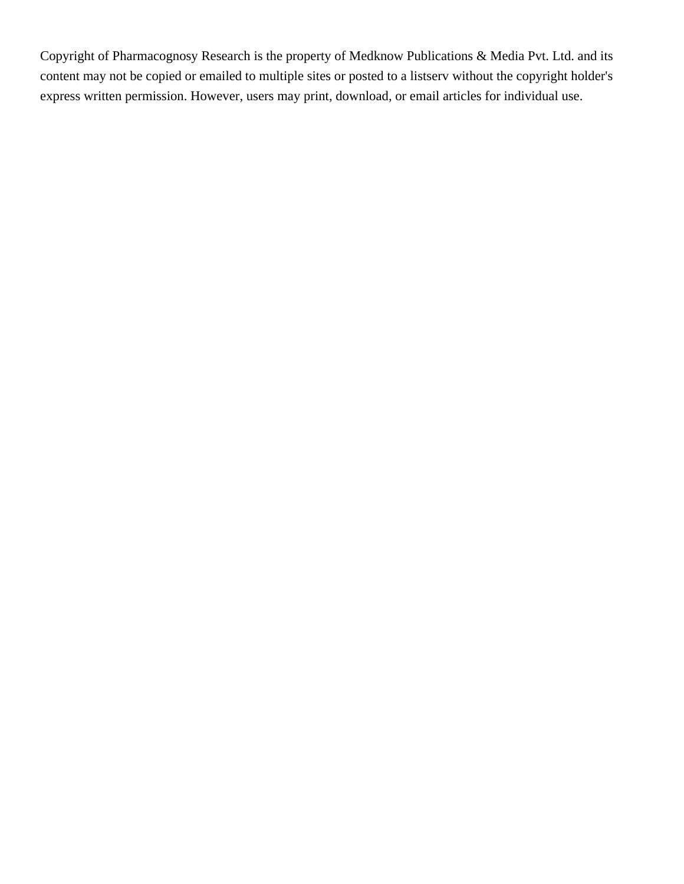Copyright of Pharmacognosy Research is the property of Medknow Publications & Media Pvt. Ltd. and its content may not be copied or emailed to multiple sites or posted to a listserv without the copyright holder's express written permission. However, users may print, download, or email articles for individual use.